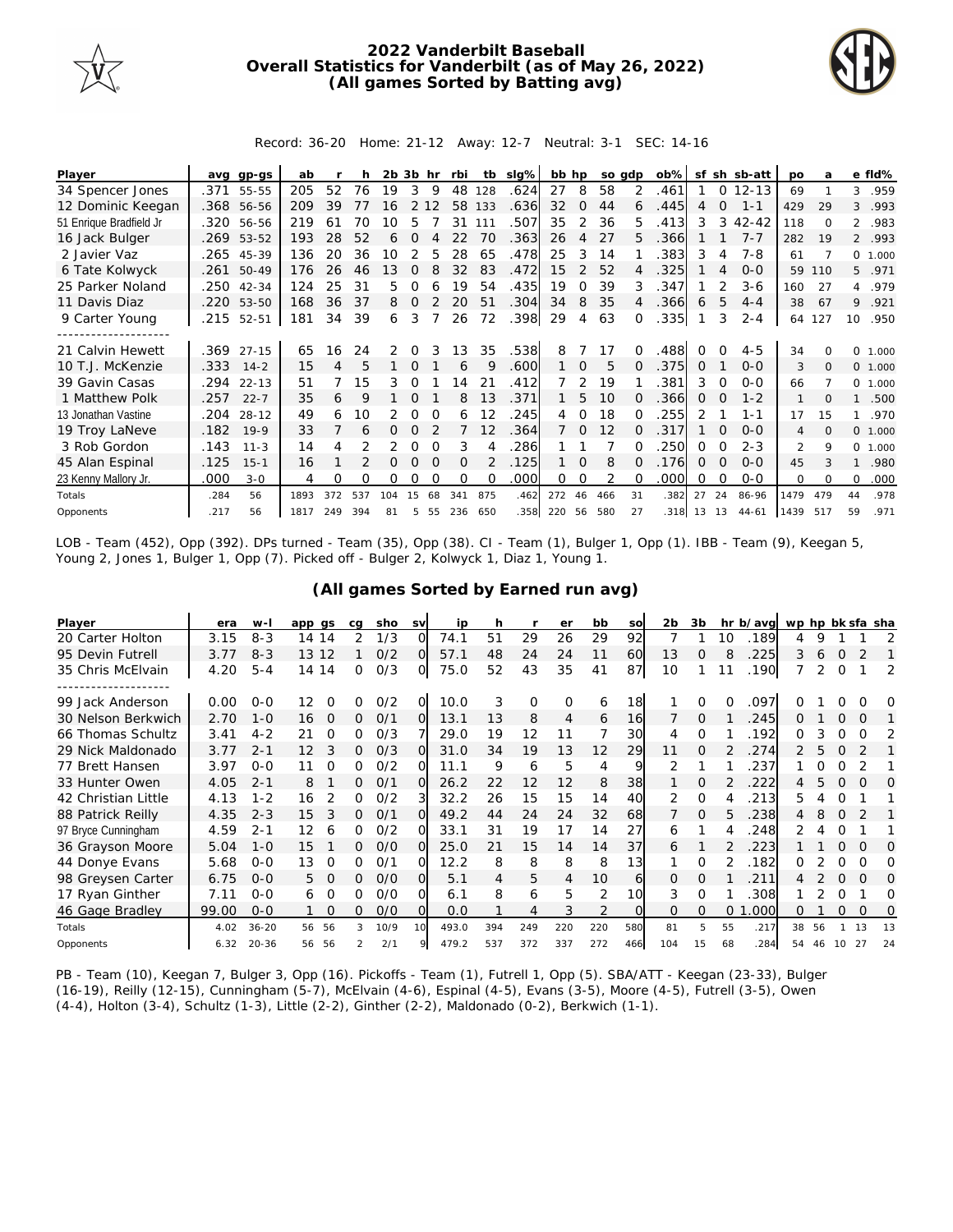# 2022 Vanderbilt Baseball
## Overall Statistics for Vanderbilt (as of May 26, 2022)
### (All games Sorted by Batting avg)

Record: 36-20 Home: 21-12 Away: 12-7 Neutral: 3-1 SEC: 14-16

| Player | avg | gp-gs | ab | r | h | 2b | 3b | hr | rbi | tb | slg% | bb | hp | so | gdp | ob% | sf | sh | sb-att | po | a | e | fld% |
|---|---|---|---|---|---|---|---|---|---|---|---|---|---|---|---|---|---|---|---|---|---|---|---|
| 34 Spencer Jones | .371 | 55-55 | 205 | 52 | 76 | 19 | 3 | 9 | 48 | 128 | .624 | 27 | 8 | 58 | 2 | .461 | 1 | 0 | 12-13 | 69 | 1 | 3 | .959 |
| 12 Dominic Keegan | .368 | 56-56 | 209 | 39 | 77 | 16 | 2 | 12 | 58 | 133 | .636 | 32 | 0 | 44 | 6 | .445 | 4 | 0 | 1-1 | 429 | 29 | 3 | .993 |
| 51 Enrique Bradfield Jr | .320 | 56-56 | 219 | 61 | 70 | 10 | 5 | 7 | 31 | 111 | .507 | 35 | 2 | 36 | 5 | .413 | 3 | 3 | 42-42 | 118 | 0 | 2 | .983 |
| 16 Jack Bulger | .269 | 53-52 | 193 | 28 | 52 | 6 | 0 | 4 | 22 | 70 | .363 | 26 | 4 | 27 | 5 | .366 | 1 | 1 | 7-7 | 282 | 19 | 2 | .993 |
| 2 Javier Vaz | .265 | 45-39 | 136 | 20 | 36 | 10 | 2 | 5 | 28 | 65 | .478 | 25 | 3 | 14 | 1 | .383 | 3 | 4 | 7-8 | 61 | 7 | 0 | 1.000 |
| 6 Tate Kolwyck | .261 | 50-49 | 176 | 26 | 46 | 13 | 0 | 8 | 32 | 83 | .472 | 15 | 2 | 52 | 4 | .325 | 1 | 4 | 0-0 | 59 | 110 | 5 | .971 |
| 25 Parker Noland | .250 | 42-34 | 124 | 25 | 31 | 5 | 0 | 6 | 19 | 54 | .435 | 19 | 0 | 39 | 3 | .347 | 1 | 2 | 3-6 | 160 | 27 | 4 | .979 |
| 11 Davis Diaz | .220 | 53-50 | 168 | 36 | 37 | 8 | 0 | 2 | 20 | 51 | .304 | 34 | 8 | 35 | 4 | .366 | 6 | 5 | 4-4 | 38 | 67 | 9 | .921 |
| 9 Carter Young | .215 | 52-51 | 181 | 34 | 39 | 6 | 3 | 7 | 26 | 72 | .398 | 29 | 4 | 63 | 0 | .335 | 1 | 3 | 2-4 | 64 | 127 | 10 | .950 |
| 21 Calvin Hewett | .369 | 27-15 | 65 | 16 | 24 | 2 | 0 | 3 | 13 | 35 | .538 | 8 | 7 | 17 | 0 | .488 | 0 | 0 | 4-5 | 34 | 0 | 0 | 1.000 |
| 10 T.J. McKenzie | .333 | 14-2 | 15 | 4 | 5 | 1 | 0 | 1 | 6 | 9 | .600 | 1 | 0 | 5 | 0 | .375 | 0 | 1 | 0-0 | 3 | 0 | 0 | 1.000 |
| 39 Gavin Casas | .294 | 22-13 | 51 | 7 | 15 | 3 | 0 | 1 | 14 | 21 | .412 | 7 | 2 | 19 | 1 | .381 | 3 | 0 | 0-0 | 66 | 7 | 0 | 1.000 |
| 1 Matthew Polk | .257 | 22-7 | 35 | 6 | 9 | 1 | 0 | 1 | 8 | 13 | .371 | 1 | 5 | 10 | 0 | .366 | 0 | 0 | 1-2 | 1 | 0 | 1 | .500 |
| 13 Jonathan Vastine | .204 | 28-12 | 49 | 6 | 10 | 2 | 0 | 0 | 6 | 12 | .245 | 4 | 0 | 18 | 0 | .255 | 2 | 1 | 1-1 | 17 | 15 | 1 | .970 |
| 19 Troy LaNeve | .182 | 19-9 | 33 | 7 | 6 | 0 | 0 | 2 | 7 | 12 | .364 | 7 | 0 | 12 | 0 | .317 | 1 | 0 | 0-0 | 4 | 0 | 0 | 1.000 |
| 3 Rob Gordon | .143 | 11-3 | 14 | 4 | 2 | 2 | 0 | 0 | 3 | 4 | .286 | 1 | 1 | 7 | 0 | .250 | 0 | 0 | 2-3 | 2 | 9 | 0 | 1.000 |
| 45 Alan Espinal | .125 | 15-1 | 16 | 1 | 2 | 0 | 0 | 0 | 0 | 2 | .125 | 1 | 0 | 8 | 0 | .176 | 0 | 0 | 0-0 | 45 | 3 | 1 | .980 |
| 23 Kenny Mallory Jr. | .000 | 3-0 | 4 | 0 | 0 | 0 | 0 | 0 | 0 | 0 | .000 | 0 | 0 | 2 | 0 | .000 | 0 | 0 | 0-0 | 0 | 0 | 0 | .000 |
| Totals | .284 | 56 | 1893 | 372 | 537 | 104 | 15 | 68 | 341 | 875 | .462 | 272 | 46 | 466 | 31 | .382 | 27 | 24 | 86-96 | 1479 | 479 | 44 | .978 |
| Opponents | .217 | 56 | 1817 | 249 | 394 | 81 | 5 | 55 | 236 | 650 | .358 | 220 | 56 | 580 | 27 | .318 | 13 | 13 | 44-61 | 1439 | 517 | 59 | .971 |

LOB - Team (452), Opp (392). DPs turned - Team (35), Opp (38). CI - Team (1), Bulger 1, Opp (1). IBB - Team (9), Keegan 5, Young 2, Jones 1, Bulger 1, Opp (7). Picked off - Bulger 2, Kolwyck 1, Diaz 1, Young 1.

## (All games Sorted by Earned run avg)

| Player | era | w-l | app | gs | cg | sho | sv | ip | h | r | er | bb | so | 2b | 3b | hr | b/avg | wp | hp | bk | sfa | sha |
|---|---|---|---|---|---|---|---|---|---|---|---|---|---|---|---|---|---|---|---|---|---|---|
| 20 Carter Holton | 3.15 | 8-3 | 14 | 14 | 2 | 1/3 | 0 | 74.1 | 51 | 29 | 26 | 29 | 92 | 7 | 1 | 10 | .189 | 4 | 9 | 1 | 1 | 2 |
| 95 Devin Futrell | 3.77 | 8-3 | 13 | 12 | 1 | 0/2 | 0 | 57.1 | 48 | 24 | 24 | 11 | 60 | 13 | 0 | 8 | .225 | 3 | 6 | 0 | 2 | 1 |
| 35 Chris McElvain | 4.20 | 5-4 | 14 | 14 | 0 | 0/3 | 0 | 75.0 | 52 | 43 | 35 | 41 | 87 | 10 | 1 | 11 | .190 | 7 | 2 | 0 | 1 | 2 |
| 99 Jack Anderson | 0.00 | 0-0 | 12 | 0 | 0 | 0/2 | 0 | 10.0 | 3 | 0 | 0 | 6 | 18 | 1 | 0 | 0 | .097 | 0 | 1 | 0 | 0 | 0 |
| 30 Nelson Berkwich | 2.70 | 1-0 | 16 | 0 | 0 | 0/1 | 0 | 13.1 | 13 | 8 | 4 | 6 | 16 | 7 | 0 | 1 | .245 | 0 | 1 | 0 | 0 | 1 |
| 66 Thomas Schultz | 3.41 | 4-2 | 21 | 0 | 0 | 0/3 | 7 | 29.0 | 19 | 12 | 11 | 7 | 30 | 4 | 0 | 1 | .192 | 0 | 3 | 0 | 0 | 2 |
| 29 Nick Maldonado | 3.77 | 2-1 | 12 | 3 | 0 | 0/3 | 0 | 31.0 | 34 | 19 | 13 | 12 | 29 | 11 | 0 | 2 | .274 | 2 | 5 | 0 | 2 | 1 |
| 77 Brett Hansen | 3.97 | 0-0 | 11 | 0 | 0 | 0/2 | 0 | 11.1 | 9 | 6 | 5 | 4 | 9 | 2 | 1 | 1 | .237 | 1 | 0 | 0 | 2 | 1 |
| 33 Hunter Owen | 4.05 | 2-1 | 8 | 1 | 0 | 0/1 | 0 | 26.2 | 22 | 12 | 12 | 8 | 38 | 1 | 0 | 2 | .222 | 4 | 5 | 0 | 0 | 0 |
| 42 Christian Little | 4.13 | 1-2 | 16 | 2 | 0 | 0/2 | 3 | 32.2 | 26 | 15 | 15 | 14 | 40 | 2 | 0 | 4 | .213 | 5 | 4 | 0 | 1 | 1 |
| 88 Patrick Reilly | 4.35 | 2-3 | 15 | 3 | 0 | 0/1 | 0 | 49.2 | 44 | 24 | 24 | 32 | 68 | 7 | 0 | 5 | .238 | 4 | 8 | 0 | 2 | 1 |
| 97 Bryce Cunningham | 4.59 | 2-1 | 12 | 6 | 0 | 0/2 | 0 | 33.1 | 31 | 19 | 17 | 14 | 27 | 6 | 1 | 4 | .248 | 2 | 4 | 0 | 1 | 1 |
| 36 Grayson Moore | 5.04 | 1-0 | 15 | 1 | 0 | 0/0 | 0 | 25.0 | 21 | 15 | 14 | 14 | 37 | 6 | 1 | 2 | .223 | 1 | 1 | 0 | 0 | 0 |
| 44 Donye Evans | 5.68 | 0-0 | 13 | 0 | 0 | 0/1 | 0 | 12.2 | 8 | 8 | 8 | 8 | 13 | 1 | 0 | 2 | .182 | 0 | 2 | 0 | 0 | 0 |
| 98 Greysen Carter | 6.75 | 0-0 | 5 | 0 | 0 | 0/0 | 0 | 5.1 | 4 | 5 | 4 | 10 | 6 | 0 | 0 | 1 | .211 | 4 | 2 | 0 | 0 | 0 |
| 17 Ryan Ginther | 7.11 | 0-0 | 6 | 0 | 0 | 0/0 | 0 | 6.1 | 8 | 6 | 5 | 2 | 10 | 3 | 0 | 1 | .308 | 1 | 2 | 0 | 1 | 0 |
| 46 Gage Bradley | 99.00 | 0-0 | 1 | 0 | 0 | 0/0 | 0 | 0.0 | 1 | 4 | 3 | 2 | 0 | 0 | 0 | 0 | 1.000 | 0 | 1 | 0 | 0 | 0 |
| Totals | 4.02 | 36-20 | 56 | 56 | 3 | 10/9 | 10 | 493.0 | 394 | 249 | 220 | 220 | 580 | 81 | 5 | 55 | .217 | 38 | 56 | 1 | 13 | 13 |
| Opponents | 6.32 | 20-36 | 56 | 56 | 2 | 2/1 | 9 | 479.2 | 537 | 372 | 337 | 272 | 466 | 104 | 15 | 68 | .284 | 54 | 46 | 10 | 27 | 24 |

PB - Team (10), Keegan 7, Bulger 3, Opp (16). Pickoffs - Team (1), Futrell 1, Opp (5). SBA/ATT - Keegan (23-33), Bulger (16-19), Reilly (12-15), Cunningham (5-7), McElvain (4-6), Espinal (4-5), Evans (3-5), Moore (4-5), Futrell (3-5), Owen (4-4), Holton (3-4), Schultz (1-3), Little (2-2), Ginther (2-2), Maldonado (0-2), Berkwich (1-1).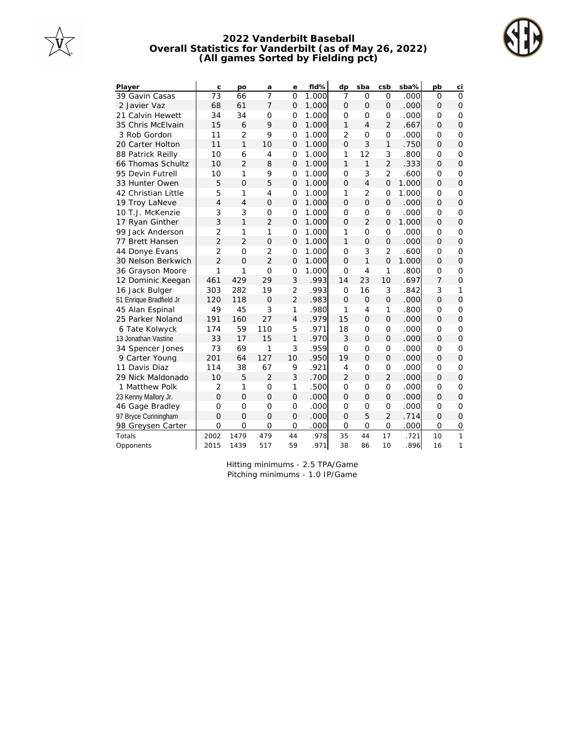# 2022 Vanderbilt Baseball
## Overall Statistics for Vanderbilt (as of May 26, 2022)
### (All games Sorted by Fielding pct)

| Player | c | po | a | e | fld% | dp | sba | csb | sba% | pb | ci |
|---|---|---|---|---|---|---|---|---|---|---|---|
| 39 Gavin Casas | 73 | 66 | 7 | 0 | 1.000 | 7 | 0 | 0 | .000 | 0 | 0 |
| 2 Javier Vaz | 68 | 61 | 7 | 0 | 1.000 | 0 | 0 | 0 | .000 | 0 | 0 |
| 21 Calvin Hewett | 34 | 34 | 0 | 0 | 1.000 | 0 | 0 | 0 | .000 | 0 | 0 |
| 35 Chris McElvain | 15 | 6 | 9 | 0 | 1.000 | 1 | 4 | 2 | .667 | 0 | 0 |
| 3 Rob Gordon | 11 | 2 | 9 | 0 | 1.000 | 2 | 0 | 0 | .000 | 0 | 0 |
| 20 Carter Holton | 11 | 1 | 10 | 0 | 1.000 | 0 | 3 | 1 | .750 | 0 | 0 |
| 88 Patrick Reilly | 10 | 6 | 4 | 0 | 1.000 | 1 | 12 | 3 | .800 | 0 | 0 |
| 66 Thomas Schultz | 10 | 2 | 8 | 0 | 1.000 | 1 | 1 | 2 | .333 | 0 | 0 |
| 95 Devin Futrell | 10 | 1 | 9 | 0 | 1.000 | 0 | 3 | 2 | .600 | 0 | 0 |
| 33 Hunter Owen | 5 | 0 | 5 | 0 | 1.000 | 0 | 4 | 0 | 1.000 | 0 | 0 |
| 42 Christian Little | 5 | 1 | 4 | 0 | 1.000 | 1 | 2 | 0 | 1.000 | 0 | 0 |
| 19 Troy LaNeve | 4 | 4 | 0 | 0 | 1.000 | 0 | 0 | 0 | .000 | 0 | 0 |
| 10 T.J. McKenzie | 3 | 3 | 0 | 0 | 1.000 | 0 | 0 | 0 | .000 | 0 | 0 |
| 17 Ryan Ginther | 3 | 1 | 2 | 0 | 1.000 | 0 | 2 | 0 | 1.000 | 0 | 0 |
| 99 Jack Anderson | 2 | 1 | 1 | 0 | 1.000 | 1 | 0 | 0 | .000 | 0 | 0 |
| 77 Brett Hansen | 2 | 2 | 0 | 0 | 1.000 | 1 | 0 | 0 | .000 | 0 | 0 |
| 44 Donye Evans | 2 | 0 | 2 | 0 | 1.000 | 0 | 3 | 2 | .600 | 0 | 0 |
| 30 Nelson Berkwich | 2 | 0 | 2 | 0 | 1.000 | 0 | 1 | 0 | 1.000 | 0 | 0 |
| 36 Grayson Moore | 1 | 1 | 0 | 0 | 1.000 | 0 | 4 | 1 | .800 | 0 | 0 |
| 12 Dominic Keegan | 461 | 429 | 29 | 3 | .993 | 14 | 23 | 10 | .697 | 7 | 0 |
| 16 Jack Bulger | 303 | 282 | 19 | 2 | .993 | 0 | 16 | 3 | .842 | 3 | 1 |
| 51 Enrique Bradfield Jr | 120 | 118 | 0 | 2 | .983 | 0 | 0 | 0 | .000 | 0 | 0 |
| 45 Alan Espinal | 49 | 45 | 3 | 1 | .980 | 1 | 4 | 1 | .800 | 0 | 0 |
| 25 Parker Noland | 191 | 160 | 27 | 4 | .979 | 15 | 0 | 0 | .000 | 0 | 0 |
| 6 Tate Kolwyck | 174 | 59 | 110 | 5 | .971 | 18 | 0 | 0 | .000 | 0 | 0 |
| 13 Jonathan Vastine | 33 | 17 | 15 | 1 | .970 | 3 | 0 | 0 | .000 | 0 | 0 |
| 34 Spencer Jones | 73 | 69 | 1 | 3 | .959 | 0 | 0 | 0 | .000 | 0 | 0 |
| 9 Carter Young | 201 | 64 | 127 | 10 | .950 | 19 | 0 | 0 | .000 | 0 | 0 |
| 11 Davis Diaz | 114 | 38 | 67 | 9 | .921 | 4 | 0 | 0 | .000 | 0 | 0 |
| 29 Nick Maldonado | 10 | 5 | 2 | 3 | .700 | 2 | 0 | 2 | .000 | 0 | 0 |
| 1 Matthew Polk | 2 | 1 | 0 | 1 | .500 | 0 | 0 | 0 | .000 | 0 | 0 |
| 23 Kenny Mallory Jr. | 0 | 0 | 0 | 0 | .000 | 0 | 0 | 0 | .000 | 0 | 0 |
| 46 Gage Bradley | 0 | 0 | 0 | 0 | .000 | 0 | 0 | 0 | .000 | 0 | 0 |
| 97 Bryce Cunningham | 0 | 0 | 0 | 0 | .000 | 0 | 5 | 2 | .714 | 0 | 0 |
| 98 Greysen Carter | 0 | 0 | 0 | 0 | .000 | 0 | 0 | 0 | .000 | 0 | 0 |
| Totals | 2002 | 1479 | 479 | 44 | .978 | 35 | 44 | 17 | .721 | 10 | 1 |
| Opponents | 2015 | 1439 | 517 | 59 | .971 | 38 | 86 | 10 | .896 | 16 | 1 |

Hitting minimums - 2.5 TPA/Game
Pitching minimums - 1.0 IP/Game